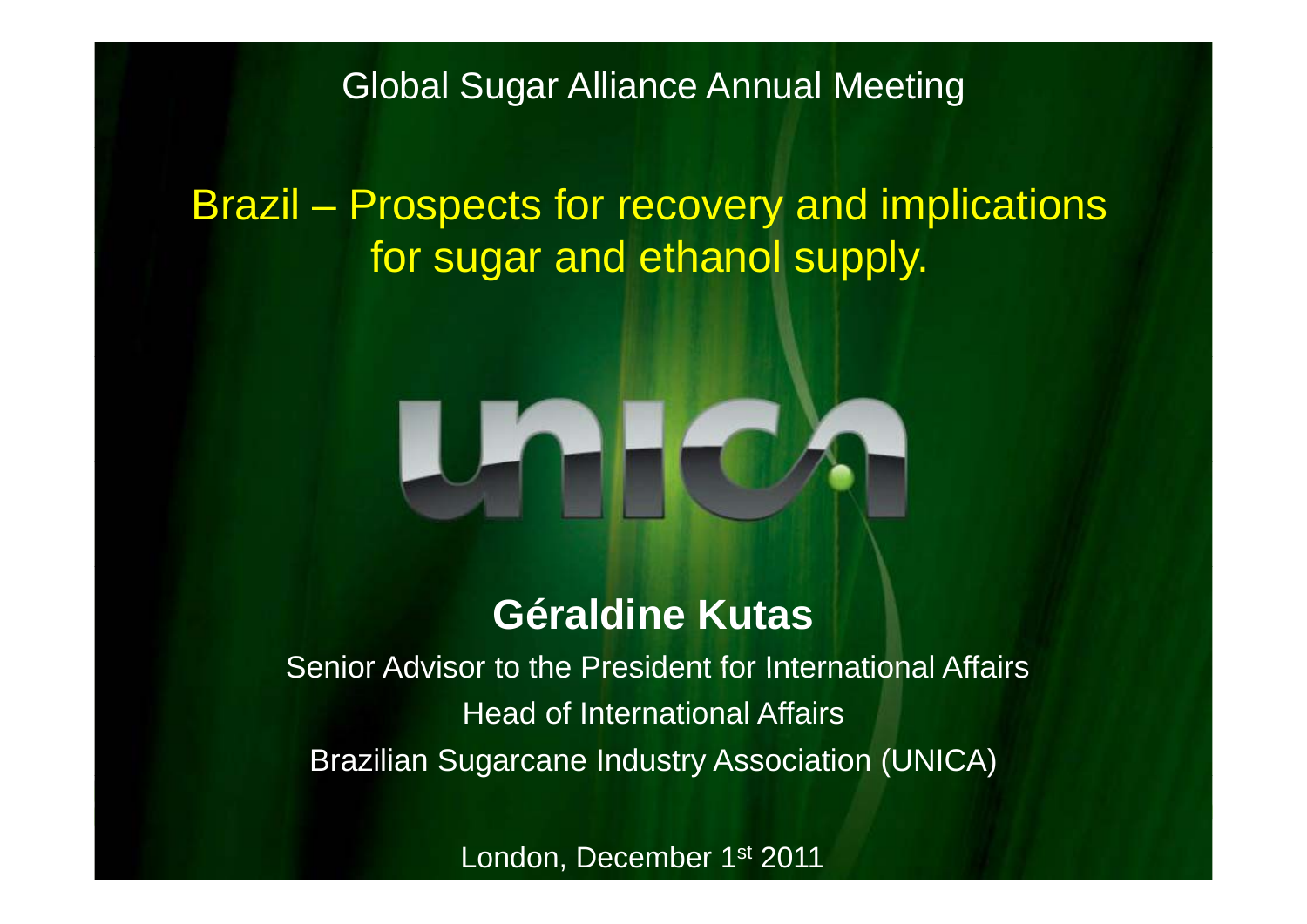Global Sugar Alliance Annual Meeting

# Brazil – Prospects for recovery and implications for sugar and ethanol supply.

UNICA

**Géraldine Kutas**

Senior Advisor to the President for International Affairs

Head of International Affairs

Brazilian Sugarcane Industry Association (UNICA)

London, December 1st 2011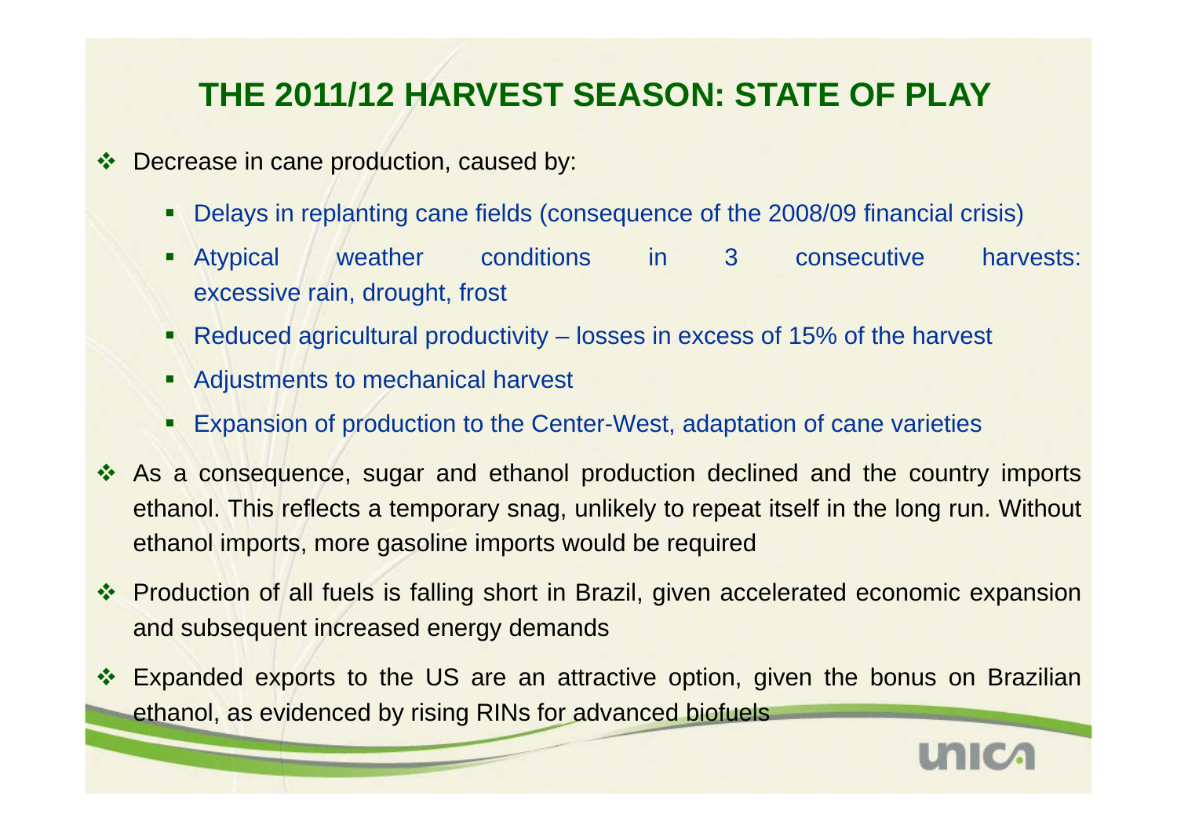# THE 2011/12 HARVEST SEASON: STATE OF PLAY

- Decrease in cane production, caused by:
  - Delays in replanting cane fields (consequence of the 2008/09 financial crisis)
  - Atypical weather conditions in 3 consecutive harvests: excessive rain, drought, frost
  - Reduced agricultural productivity – losses in excess of 15% of the harvest
  - Adjustments to mechanical harvest
  - Expansion of production to the Center-West, adaptation of cane varieties
- As a consequence, sugar and ethanol production declined and the country imports ethanol. This reflects a temporary snag, unlikely to repeat itself in the long run. Without ethanol imports, more gasoline imports would be required
- Production of all fuels is falling short in Brazil, given accelerated economic expansion and subsequent increased energy demands
- Expanded exports to the US are an attractive option, given the bonus on Brazilian ethanol, as evidenced by rising RINs for advanced biofuels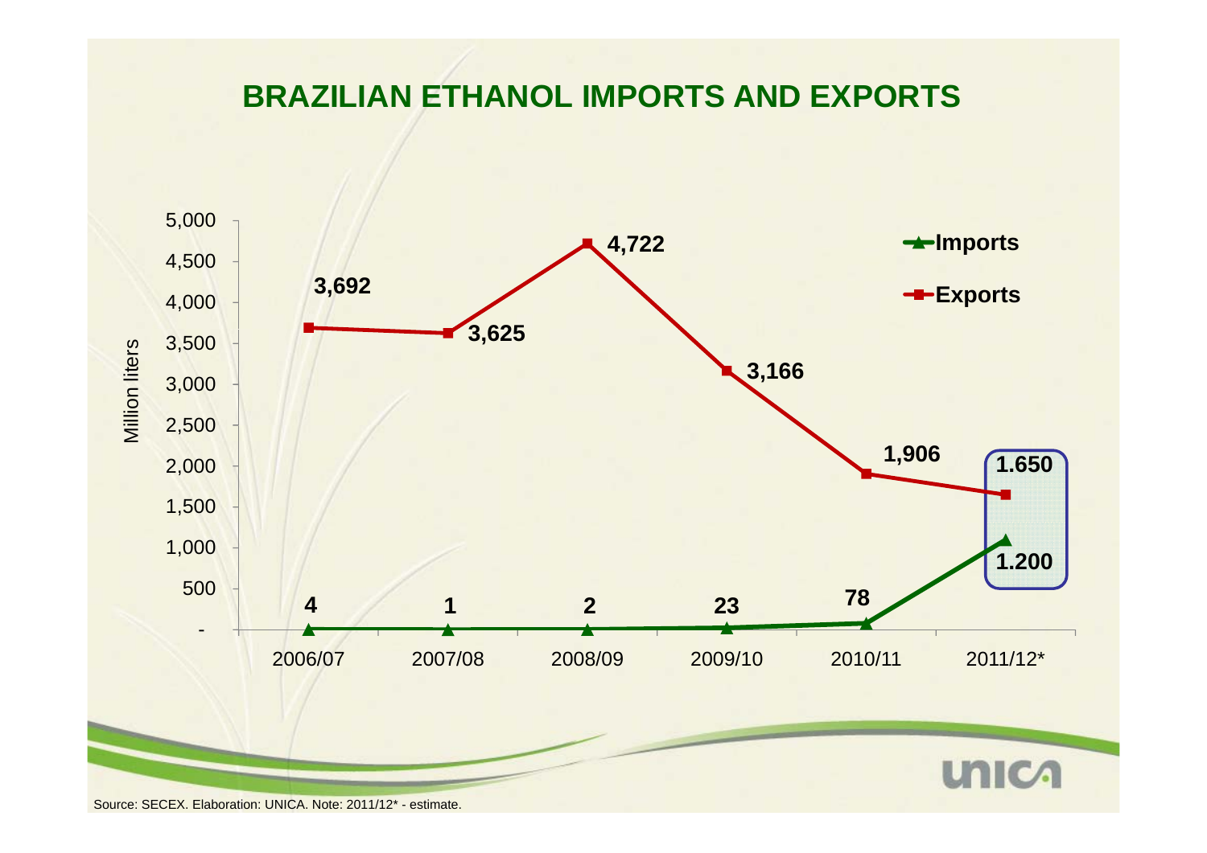# BRAZILIAN ETHANOL IMPORTS AND EXPORTS

| Million liters | 2006/07 | 2007/08 | 2008/09 | 2009/10 | 2010/11 | 2011/12* |
|---|---|---|---|---|---|---|
| Imports | 4 | 1 | 2 | 23 | 78 | 1.200 |
| Exports | 3,692 | 3,625 | 4,722 | 3,166 | 1,906 | 1.650 |

Source: SECEX. Elaboration: UNICA. Note: 2011/12* - estimate.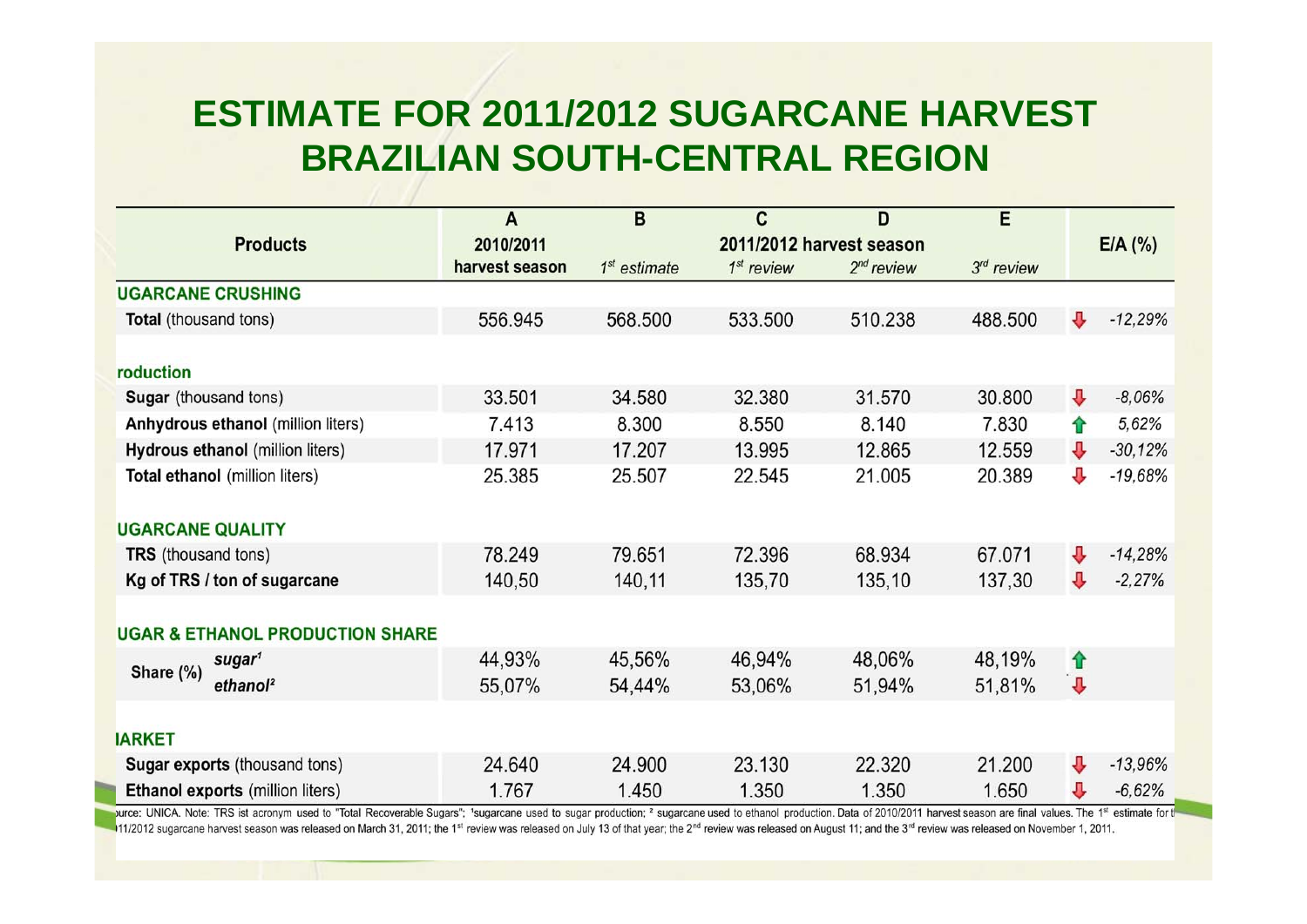# ESTIMATE FOR 2011/2012 SUGARCANE HARVEST BRAZILIAN SOUTH-CENTRAL REGION

| Products | A | B | C | D | E | E/A (%) |
|---|---|---|---|---|---|---|
| | 2010/2011 | 2011/2012 harvest season | | | | |
| | harvest season | *1st estimate* | *1st review* | *2nd review* | *3rd review* | |
| **UGARCANE CRUSHING** | | | | | | |
| **Total** (thousand tons) | 556.945 | 568.500 | 533.500 | 510.238 | 488.500 | ⇩ *-12,29%* |
| **roduction** | | | | | | |
| **Sugar** (thousand tons) | 33.501 | 34.580 | 32.380 | 31.570 | 30.800 | ⇩ *-8,06%* |
| **Anhydrous ethanol** (million liters) | 7.413 | 8.300 | 8.550 | 8.140 | 7.830 | ⇧ *5,62%* |
| **Hydrous ethanol** (million liters) | 17.971 | 17.207 | 13.995 | 12.865 | 12.559 | ⇩ *-30,12%* |
| **Total ethanol** (million liters) | 25.385 | 25.507 | 22.545 | 21.005 | 20.389 | ⇩ *-19,68%* |
| **UGARCANE QUALITY** | | | | | | |
| **TRS** (thousand tons) | 78.249 | 79.651 | 72.396 | 68.934 | 67.071 | ⇩ *-14,28%* |
| **Kg of TRS / ton of sugarcane** | 140,50 | 140,11 | 135,70 | 135,10 | 137,30 | ⇩ *-2,27%* |
| **UGAR & ETHANOL PRODUCTION SHARE** | | | | | | |
| **Share (%)** ***sugar***[1] | 44,93% | 45,56% | 46,94% | 48,06% | 48,19% | ⇧ |
| **Share (%)** ***ethanol***[2] | 55,07% | 54,44% | 53,06% | 51,94% | 51,81% | ⇩ |
| **IARKET** | | | | | | |
| **Sugar exports** (thousand tons) | 24.640 | 24.900 | 23.130 | 22.320 | 21.200 | ⇩ *-13,96%* |
| **Ethanol exports** (million liters) | 1.767 | 1.450 | 1.350 | 1.350 | 1.650 | ⇩ *-6,62%* |

ource: UNICA. Note: TRS ist acronym used to "Total Recoverable Sugars"; [1]sugarcane used to sugar production; [2] sugarcane used to ethanol production. Data of 2010/2011 harvest season are final values. The 1st estimate for t 11/2012 sugarcane harvest season was released on March 31, 2011; the 1st review was released on July 13 of that year; the 2nd review was released on August 11; and the 3rd review was released on November 1, 2011.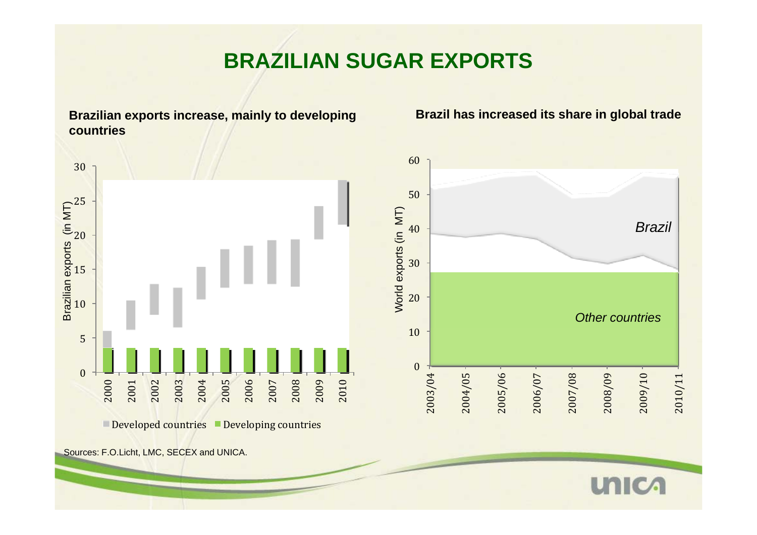# BRAZILIAN SUGAR EXPORTS

**Brazilian exports increase, mainly to developing countries**

Brazilian exports (in MT)

30
25
20
15
10
5
0

2000 2001 2002 2003 2004 2005 2006 2007 2008 2009 2010

Developed countries  Developing countries

**Brazil has increased its share in global trade**

World exports (in MT)

60
50
40
30
20
10
0

*Brazil*

*Other countries*

2003/04 2004/05 2005/06 2006/07 2007/08 2008/09 2009/10 2010/11

Sources: F.O.Licht, LMC, SECEX and UNICA.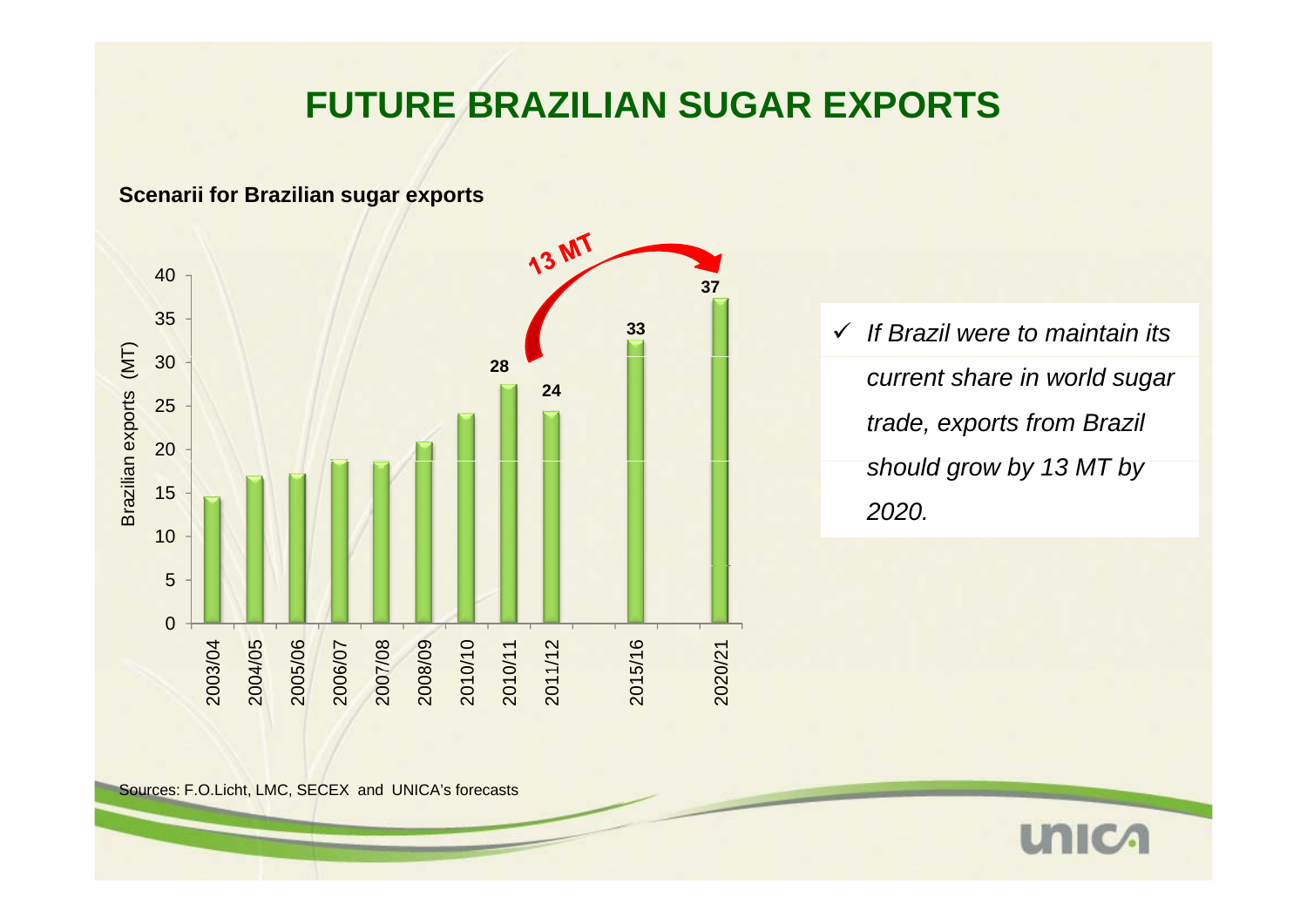# FUTURE BRAZILIAN SUGAR EXPORTS

**Scenarii for Brazilian sugar exports**

| Season | Brazilian exports (MT) |
|---|---|
| 2003/04 | |
| 2004/05 | |
| 2005/06 | |
| 2006/07 | |
| 2007/08 | |
| 2008/09 | |
| 2010/10 | |
| 2010/11 | 28 |
| 2011/12 | 24 |
| 2015/16 | 33 |
| 2020/21 | 37 |

13 MT

- ✓ *If Brazil were to maintain its current share in world sugar trade, exports from Brazil should grow by 13 MT by 2020.*

Sources: F.O.Licht, LMC, SECEX and UNICA's forecasts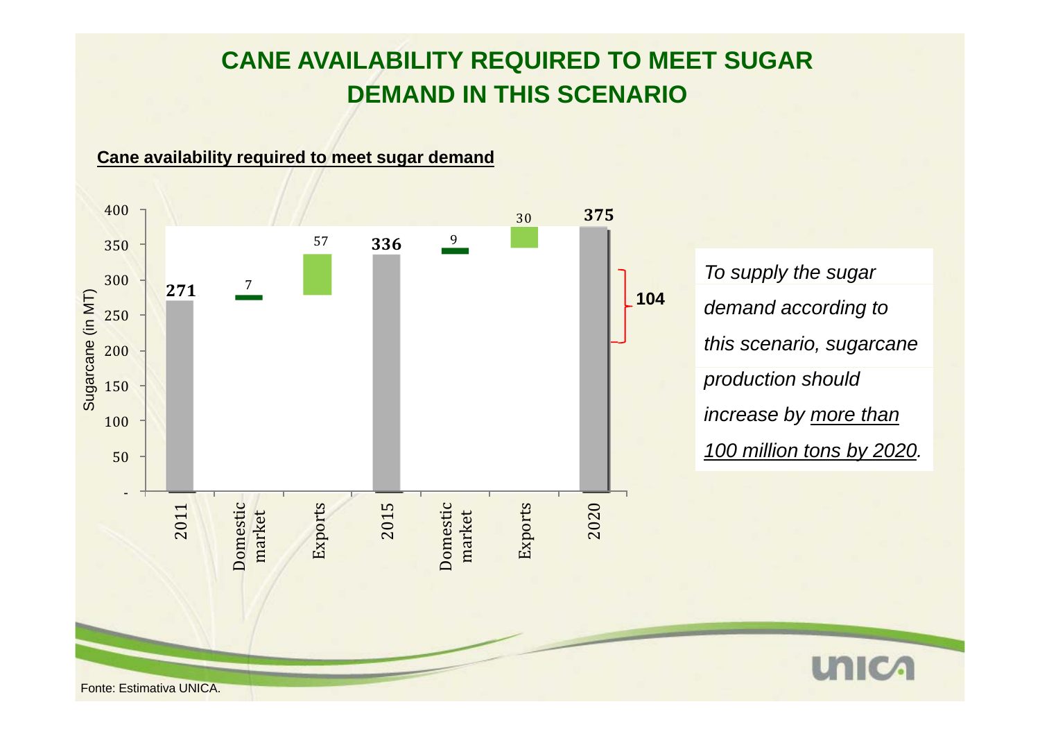# CANE AVAILABILITY REQUIRED TO MEET SUGAR DEMAND IN THIS SCENARIO

**Cane availability required to meet sugar demand**

| | 2011 | Domestic market | Exports | 2015 | Domestic market | Exports | 2020 |
|---|---|---|---|---|---|---|---|
| Sugarcane (in MT) | 271 | 7 | 57 | 336 | 9 | 30 | 375 |

104

*To supply the sugar demand according to this scenario, sugarcane production should increase by more than 100 million tons by 2020.*

Fonte: Estimativa UNICA.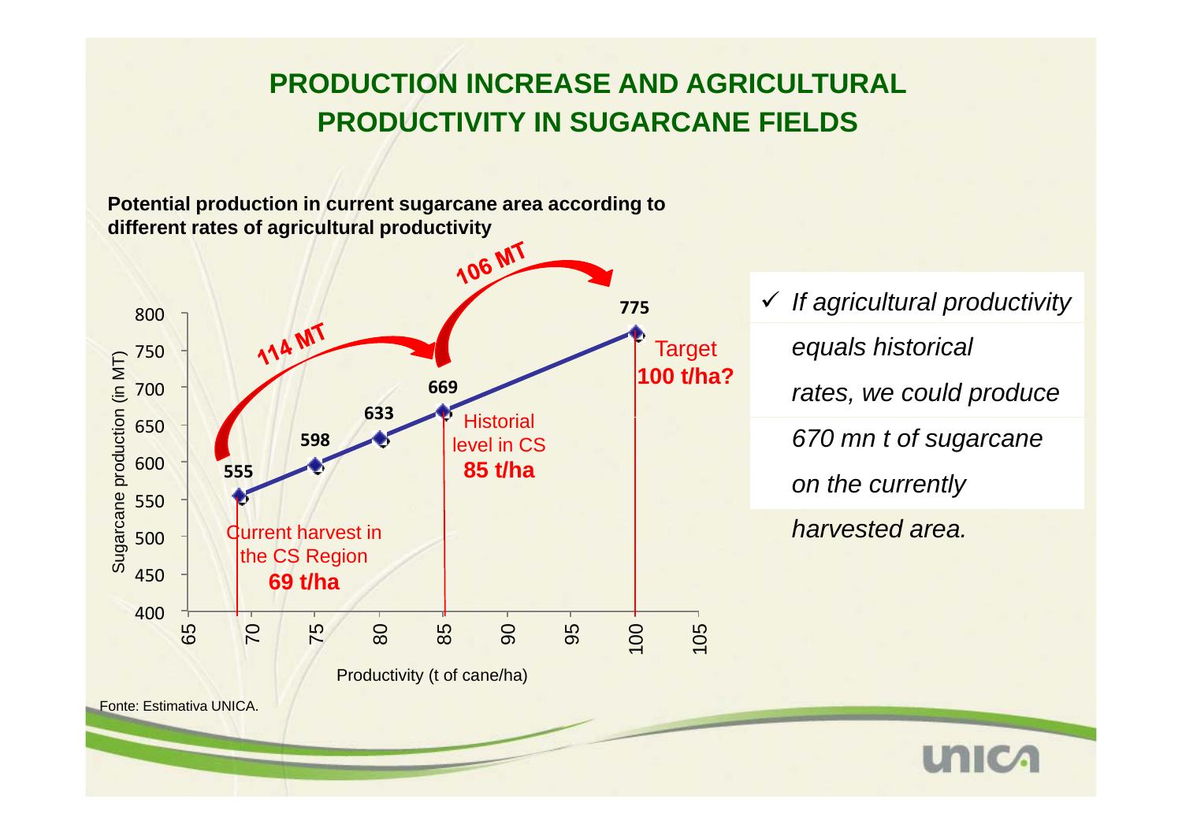# PRODUCTION INCREASE AND AGRICULTURAL PRODUCTIVITY IN SUGARCANE FIELDS

**Potential production in current sugarcane area according to different rates of agricultural productivity**

| Productivity (t of cane/ha) | Sugarcane production (in MT) |
|---|---|
| 69 | 555 |
| 75 | 598 |
| 80 | 633 |
| 85 | 669 |
| 100 | 775 |

- Current harvest in the CS Region **69 t/ha**
- Historial level in CS **85 t/ha**
- Target **100 t/ha?**
- 114 MT
- 106 MT

- ✓ *If agricultural productivity equals historical rates, we could produce 670 mn t of sugarcane on the currently harvested area.*

Fonte: Estimativa UNICA.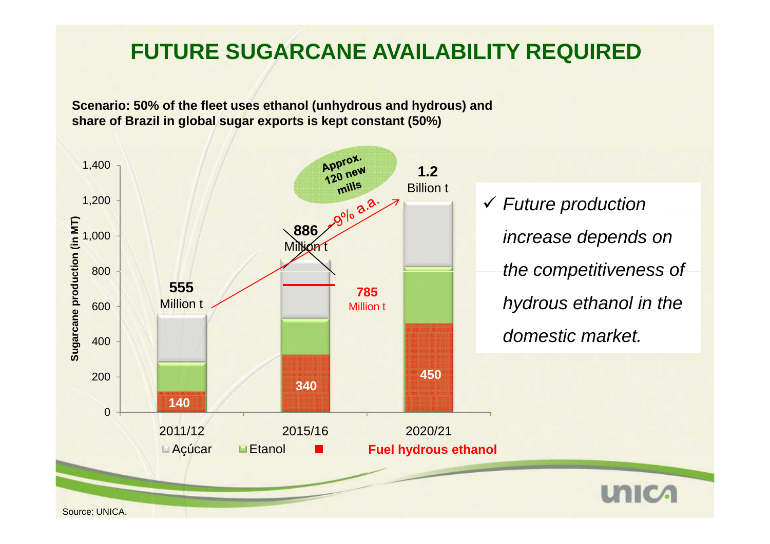# FUTURE SUGARCANE AVAILABILITY REQUIRED

**Scenario: 50% of the fleet uses ethanol (unhydrous and hydrous) and share of Brazil in global sugar exports is kept constant (50%)**

Sugarcane production (in MT)

| | 2011/12 | 2015/16 | 2020/21 |
|---|---|---|---|
| Total | 555 Million t | ~~886 Million t~~ / 785 Million t | 1.2 Billion t |
| Fuel hydrous ethanol | 140 | 340 | 450 |

Açúcar · Etanol · **Fuel hydrous ethanol**

~9% a.a.

Approx. 120 new mills

✓ *Future production increase depends on the competitiveness of hydrous ethanol in the domestic market.*

Source: UNICA.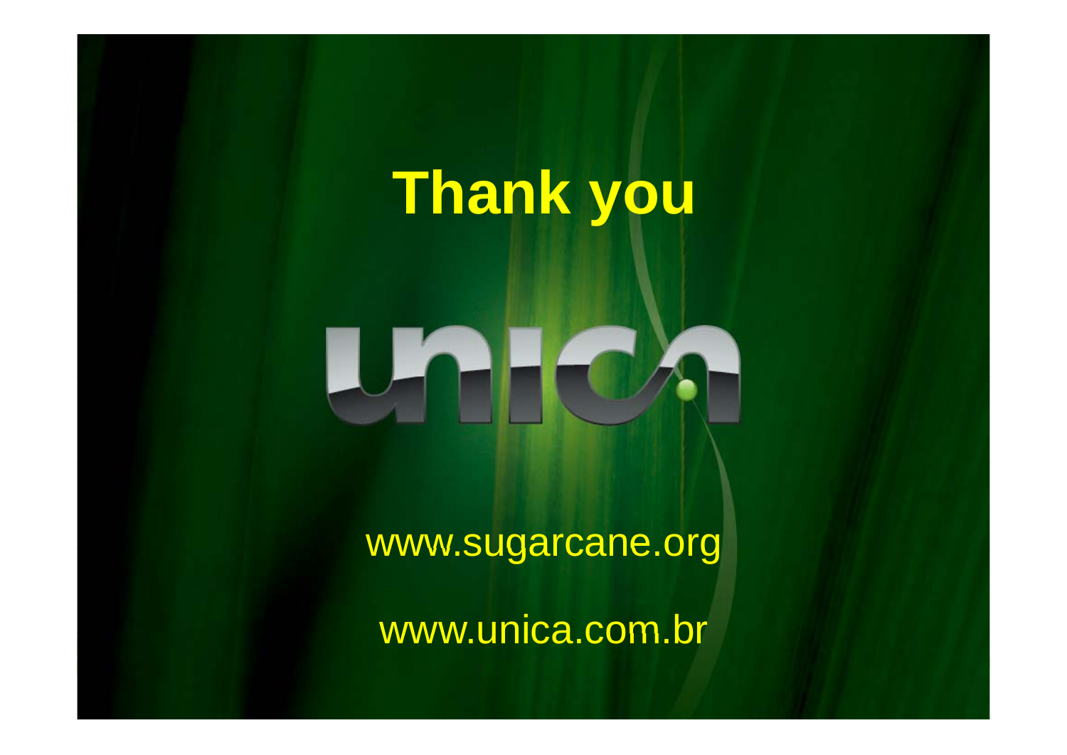# Thank you

unica

www.sugarcane.org

www.unica.com.br